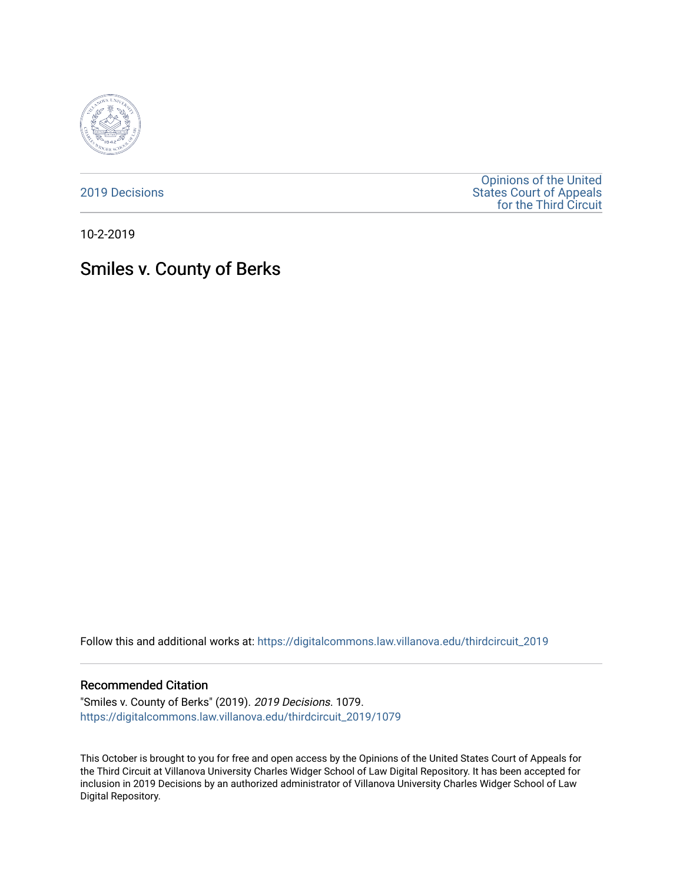2019 Decisions

Opinions of the United States Court of Appeals for the Third Circuit

10-2-2019

# Smiles v. County of Berks

Follow this and additional works at: https://digitalcommons.law.villanova.edu/thirdcircuit_2019

## Recommended Citation

"Smiles v. County of Berks" (2019). *2019 Decisions*. 1079.
https://digitalcommons.law.villanova.edu/thirdcircuit_2019/1079

This October is brought to you for free and open access by the Opinions of the United States Court of Appeals for the Third Circuit at Villanova University Charles Widger School of Law Digital Repository. It has been accepted for inclusion in 2019 Decisions by an authorized administrator of Villanova University Charles Widger School of Law Digital Repository.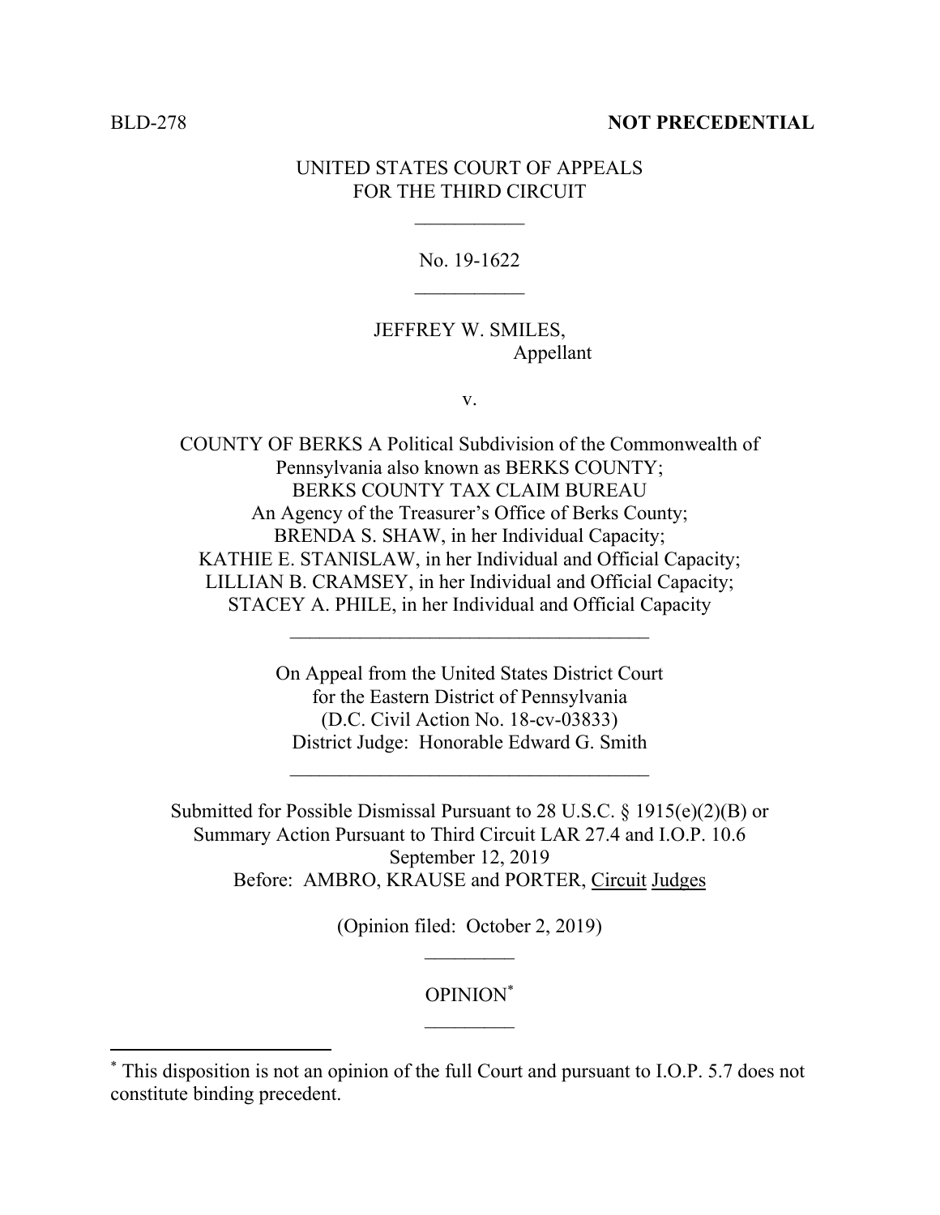BLD-278 **NOT PRECEDENTIAL**

UNITED STATES COURT OF APPEALS
FOR THE THIRD CIRCUIT

\_\_\_\_\_\_\_\_\_\_\_

No. 19-1622

\_\_\_\_\_\_\_\_\_\_\_

JEFFREY W. SMILES,
Appellant

v.

COUNTY OF BERKS A Political Subdivision of the Commonwealth of Pennsylvania also known as BERKS COUNTY;
BERKS COUNTY TAX CLAIM BUREAU
An Agency of the Treasurer's Office of Berks County;
BRENDA S. SHAW, in her Individual Capacity;
KATHIE E. STANISLAW, in her Individual and Official Capacity;
LILLIAN B. CRAMSEY, in her Individual and Official Capacity;
STACEY A. PHILE, in her Individual and Official Capacity

\_\_\_\_\_\_\_\_\_\_\_\_\_\_\_\_\_\_\_\_\_\_\_\_\_\_\_\_\_\_\_\_\_\_\_\_

On Appeal from the United States District Court
for the Eastern District of Pennsylvania
(D.C. Civil Action No. 18-cv-03833)
District Judge: Honorable Edward G. Smith

\_\_\_\_\_\_\_\_\_\_\_\_\_\_\_\_\_\_\_\_\_\_\_\_\_\_\_\_\_\_\_\_\_\_\_\_

Submitted for Possible Dismissal Pursuant to 28 U.S.C. § 1915(e)(2)(B) or
Summary Action Pursuant to Third Circuit LAR 27.4 and I.O.P. 10.6
September 12, 2019
Before: AMBRO, KRAUSE and PORTER, Circuit Judges

(Opinion filed: October 2, 2019)

\_\_\_\_\_\_\_\_\_

OPINION*

\_\_\_\_\_\_\_\_\_

\* This disposition is not an opinion of the full Court and pursuant to I.O.P. 5.7 does not constitute binding precedent.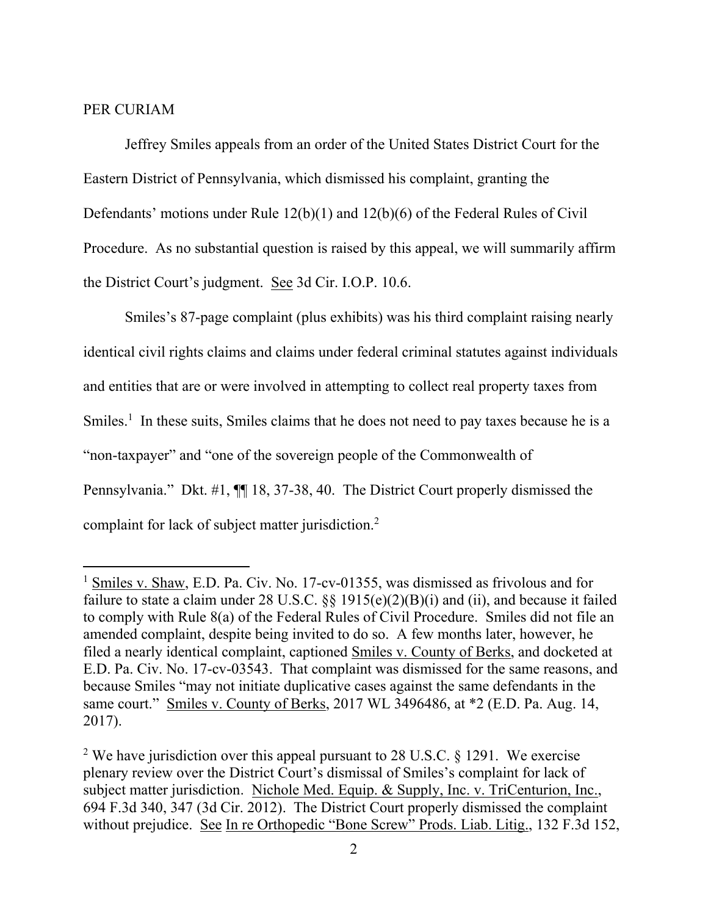PER CURIAM

Jeffrey Smiles appeals from an order of the United States District Court for the Eastern District of Pennsylvania, which dismissed his complaint, granting the Defendants' motions under Rule 12(b)(1) and 12(b)(6) of the Federal Rules of Civil Procedure. As no substantial question is raised by this appeal, we will summarily affirm the District Court's judgment. See 3d Cir. I.O.P. 10.6.

Smiles's 87-page complaint (plus exhibits) was his third complaint raising nearly identical civil rights claims and claims under federal criminal statutes against individuals and entities that are or were involved in attempting to collect real property taxes from Smiles.[1] In these suits, Smiles claims that he does not need to pay taxes because he is a "non-taxpayer" and "one of the sovereign people of the Commonwealth of Pennsylvania." Dkt. #1, ¶¶ 18, 37-38, 40. The District Court properly dismissed the complaint for lack of subject matter jurisdiction.[2]

---

[1] Smiles v. Shaw, E.D. Pa. Civ. No. 17-cv-01355, was dismissed as frivolous and for failure to state a claim under 28 U.S.C. §§ 1915(e)(2)(B)(i) and (ii), and because it failed to comply with Rule 8(a) of the Federal Rules of Civil Procedure. Smiles did not file an amended complaint, despite being invited to do so. A few months later, however, he filed a nearly identical complaint, captioned Smiles v. County of Berks, and docketed at E.D. Pa. Civ. No. 17-cv-03543. That complaint was dismissed for the same reasons, and because Smiles "may not initiate duplicative cases against the same defendants in the same court." Smiles v. County of Berks, 2017 WL 3496486, at *2 (E.D. Pa. Aug. 14, 2017).

[2] We have jurisdiction over this appeal pursuant to 28 U.S.C. § 1291. We exercise plenary review over the District Court's dismissal of Smiles's complaint for lack of subject matter jurisdiction. Nichole Med. Equip. & Supply, Inc. v. TriCenturion, Inc., 694 F.3d 340, 347 (3d Cir. 2012). The District Court properly dismissed the complaint without prejudice. See In re Orthopedic "Bone Screw" Prods. Liab. Litig., 132 F.3d 152,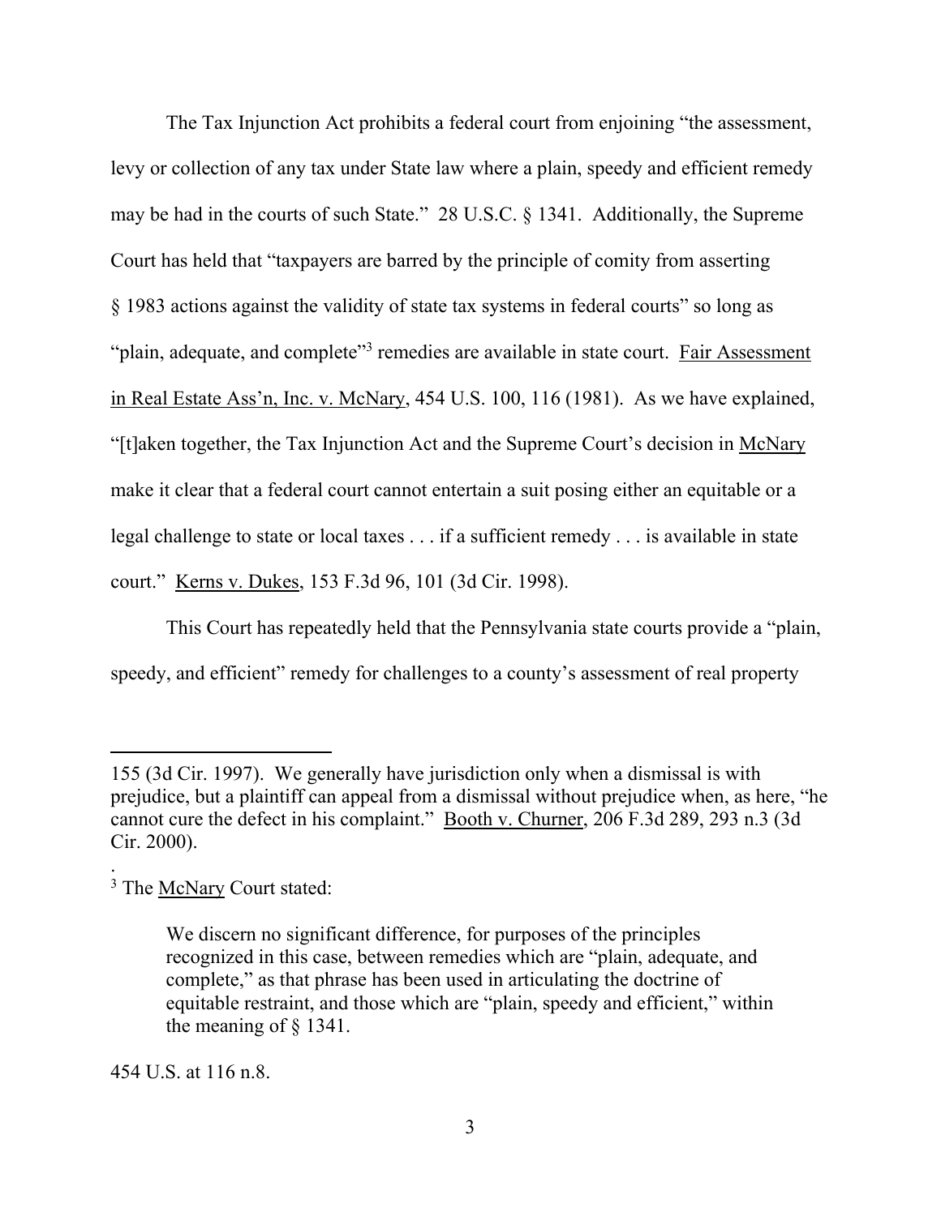The Tax Injunction Act prohibits a federal court from enjoining "the assessment, levy or collection of any tax under State law where a plain, speedy and efficient remedy may be had in the courts of such State." 28 U.S.C. § 1341. Additionally, the Supreme Court has held that "taxpayers are barred by the principle of comity from asserting § 1983 actions against the validity of state tax systems in federal courts" so long as "plain, adequate, and complete"[3] remedies are available in state court. Fair Assessment in Real Estate Ass'n, Inc. v. McNary, 454 U.S. 100, 116 (1981). As we have explained, "[t]aken together, the Tax Injunction Act and the Supreme Court's decision in McNary make it clear that a federal court cannot entertain a suit posing either an equitable or a legal challenge to state or local taxes . . . if a sufficient remedy . . . is available in state court." Kerns v. Dukes, 153 F.3d 96, 101 (3d Cir. 1998).

This Court has repeatedly held that the Pennsylvania state courts provide a "plain, speedy, and efficient" remedy for challenges to a county's assessment of real property

---

155 (3d Cir. 1997). We generally have jurisdiction only when a dismissal is with prejudice, but a plaintiff can appeal from a dismissal without prejudice when, as here, "he cannot cure the defect in his complaint." Booth v. Churner, 206 F.3d 289, 293 n.3 (3d Cir. 2000).

[3] The McNary Court stated:

> We discern no significant difference, for purposes of the principles recognized in this case, between remedies which are "plain, adequate, and complete," as that phrase has been used in articulating the doctrine of equitable restraint, and those which are "plain, speedy and efficient," within the meaning of § 1341.

454 U.S. at 116 n.8.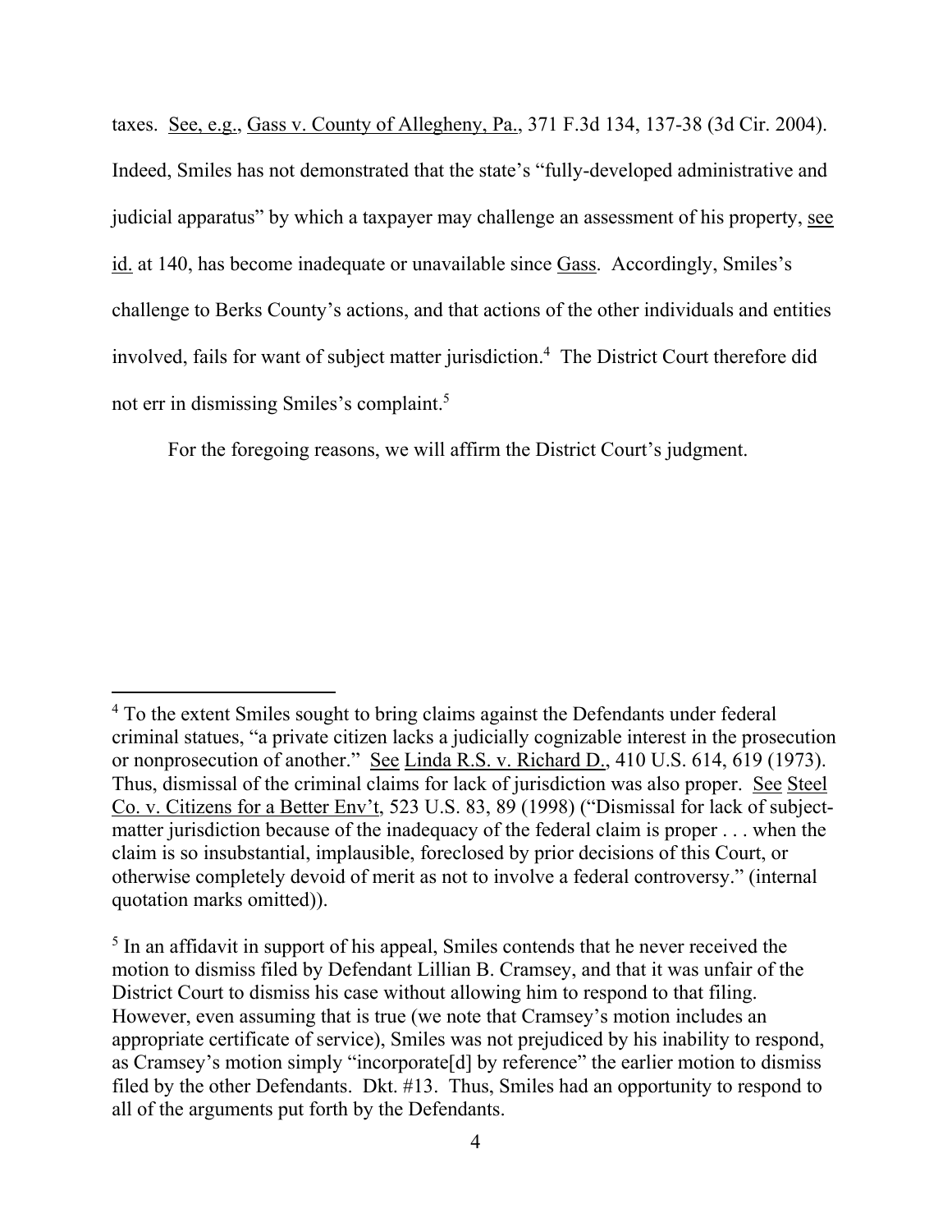taxes. See, e.g., Gass v. County of Allegheny, Pa., 371 F.3d 134, 137-38 (3d Cir. 2004). Indeed, Smiles has not demonstrated that the state's "fully-developed administrative and judicial apparatus" by which a taxpayer may challenge an assessment of his property, see id. at 140, has become inadequate or unavailable since Gass. Accordingly, Smiles's challenge to Berks County's actions, and that actions of the other individuals and entities involved, fails for want of subject matter jurisdiction.[4] The District Court therefore did not err in dismissing Smiles's complaint.[5]

For the foregoing reasons, we will affirm the District Court's judgment.

---

[4] To the extent Smiles sought to bring claims against the Defendants under federal criminal statues, "a private citizen lacks a judicially cognizable interest in the prosecution or nonprosecution of another." See Linda R.S. v. Richard D., 410 U.S. 614, 619 (1973). Thus, dismissal of the criminal claims for lack of jurisdiction was also proper. See Steel Co. v. Citizens for a Better Env't, 523 U.S. 83, 89 (1998) ("Dismissal for lack of subject-matter jurisdiction because of the inadequacy of the federal claim is proper . . . when the claim is so insubstantial, implausible, foreclosed by prior decisions of this Court, or otherwise completely devoid of merit as not to involve a federal controversy." (internal quotation marks omitted)).

[5] In an affidavit in support of his appeal, Smiles contends that he never received the motion to dismiss filed by Defendant Lillian B. Cramsey, and that it was unfair of the District Court to dismiss his case without allowing him to respond to that filing. However, even assuming that is true (we note that Cramsey's motion includes an appropriate certificate of service), Smiles was not prejudiced by his inability to respond, as Cramsey's motion simply "incorporate[d] by reference" the earlier motion to dismiss filed by the other Defendants. Dkt. #13. Thus, Smiles had an opportunity to respond to all of the arguments put forth by the Defendants.